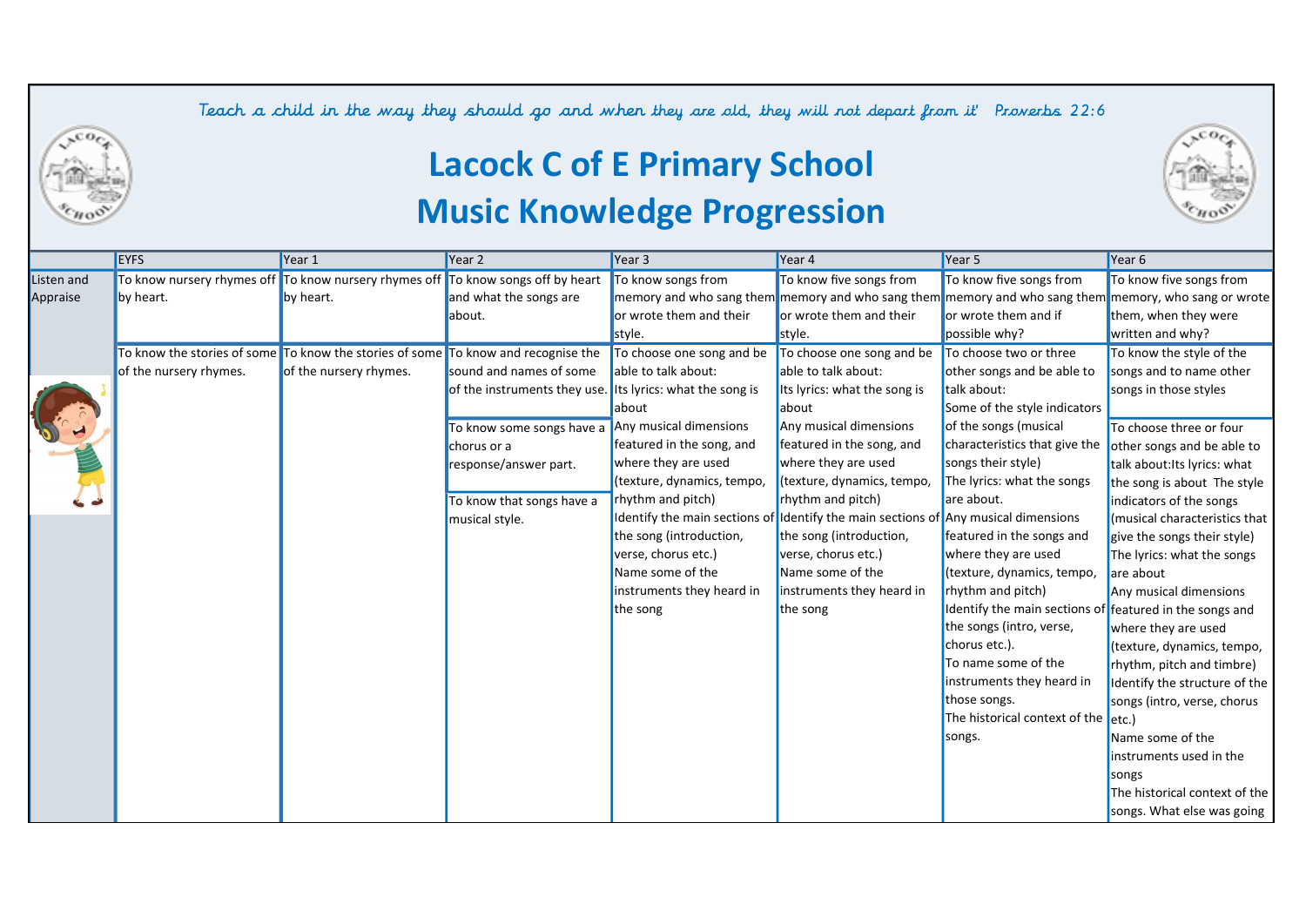*Teach a child in the way they should go and when they are old, they will not depart from it' Proverbs 22:6*

# Lacock C of E Primary School
# Music Knowledge Progression

| | EYFS | Year 1 | Year 2 | Year 3 | Year 4 | Year 5 | Year 6 |
|---|---|---|---|---|---|---|---|
| Listen and Appraise | To know nursery rhymes off by heart. | To know nursery rhymes off by heart. | To know songs off by heart and what the songs are about. | To know songs from memory and who sang them or wrote them and their style. | To know five songs from memory and who sang them or wrote them and their style. | To know five songs from memory and who sang them or wrote them and if possible why? | To know five songs from memory, who sang or wrote them, when they were written and why? |
| | To know the stories of some of the nursery rhymes. | To know the stories of some of the nursery rhymes. | To know and recognise the sound and names of some of the instruments they use. | To choose one song and be able to talk about:<br>Its lyrics: what the song is about<br>Any musical dimensions featured in the song, and where they are used (texture, dynamics, tempo, rhythm and pitch)<br>Identify the main sections of the song (introduction, verse, chorus etc.)<br>Name some of the instruments they heard in the song | To choose one song and be able to talk about:<br>Its lyrics: what the song is about<br>Any musical dimensions featured in the song, and where they are used (texture, dynamics, tempo, rhythm and pitch)<br>Identify the main sections of the song (introduction, verse, chorus etc.)<br>Name some of the instruments they heard in the song | To choose two or three other songs and be able to talk about:<br>Some of the style indicators of the songs (musical characteristics that give the songs their style)<br>The lyrics: what the songs are about.<br>Any musical dimensions featured in the songs and where they are used (texture, dynamics, tempo, rhythm and pitch)<br>Identify the main sections of the songs (intro, verse, chorus etc.).<br>To name some of the instruments they heard in those songs.<br>The historical context of the songs. | To know the style of the songs and to name other songs in those styles |
| | | | To know some songs have a chorus or a response/answer part. | | | | To choose three or four other songs and be able to talk about:Its lyrics: what the song is about The style indicators of the songs (musical characteristics that give the songs their style)<br>The lyrics: what the songs are about<br>Any musical dimensions featured in the songs and where they are used (texture, dynamics, tempo, rhythm, pitch and timbre)<br>Identify the structure of the songs (intro, verse, chorus etc.)<br>Name some of the instruments used in the songs<br>The historical context of the songs. What else was going |
| | | | To know that songs have a musical style. | | | | |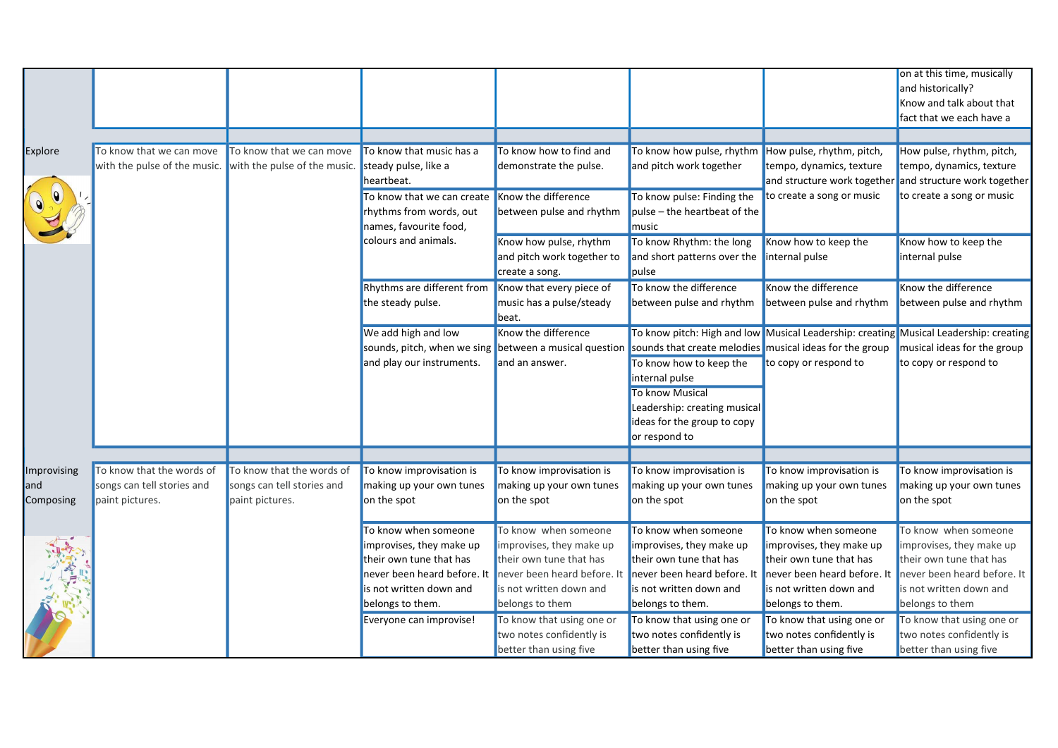| | | | | | | | |
|---|---|---|---|---|---|---|---|
| | | | | | | | on at this time, musically and historically?<br>Know and talk about that fact that we each have a |
| | | | | | | | |
| Explore | To know that we can move with the pulse of the music. | To know that we can move with the pulse of the music. | To know that music has a steady pulse, like a heartbeat. | To know how to find and demonstrate the pulse. | To know how pulse, rhythm and pitch work together | How pulse, rhythm, pitch, tempo, dynamics, texture and structure work together to create a song or music | How pulse, rhythm, pitch, tempo, dynamics, texture and structure work together to create a song or music |
| | | | To know that we can create rhythms from words, out names, favourite food, colours and animals. | Know the difference between pulse and rhythm | To know pulse: Finding the pulse – the heartbeat of the music | | |
| | | | | Know how pulse, rhythm and pitch work together to create a song. | To know Rhythm: the long and short patterns over the pulse | Know how to keep the internal pulse | Know how to keep the internal pulse |
| | | | Rhythms are different from the steady pulse. | Know that every piece of music has a pulse/steady beat. | To know the difference between pulse and rhythm | Know the difference between pulse and rhythm | Know the difference between pulse and rhythm |
| | | | We add high and low sounds, pitch, when we sing and play our instruments. | Know the difference between a musical question and an answer. | To know pitch: High and low sounds that create melodies | Musical Leadership: creating musical ideas for the group to copy or respond to | Musical Leadership: creating musical ideas for the group to copy or respond to |
| | | | | | To know how to keep the internal pulse | | |
| | | | | | To know Musical Leadership: creating musical ideas for the group to copy or respond to | | |
| | | | | | | | |
| Improvising and Composing | To know that the words of songs can tell stories and paint pictures. | To know that the words of songs can tell stories and paint pictures. | To know improvisation is making up your own tunes on the spot | To know improvisation is making up your own tunes on the spot | To know improvisation is making up your own tunes on the spot | To know improvisation is making up your own tunes on the spot | To know improvisation is making up your own tunes on the spot |
| | | | To know when someone improvises, they make up their own tune that has never been heard before. It is not written down and belongs to them. | To know when someone improvises, they make up their own tune that has never been heard before. It is not written down and belongs to them | To know when someone improvises, they make up their own tune that has never been heard before. It is not written down and belongs to them. | To know when someone improvises, they make up their own tune that has never been heard before. It is not written down and belongs to them. | To know when someone improvises, they make up their own tune that has never been heard before. It is not written down and belongs to them |
| | | | Everyone can improvise! | To know that using one or two notes confidently is better than using five | To know that using one or two notes confidently is better than using five | To know that using one or two notes confidently is better than using five | To know that using one or two notes confidently is better than using five |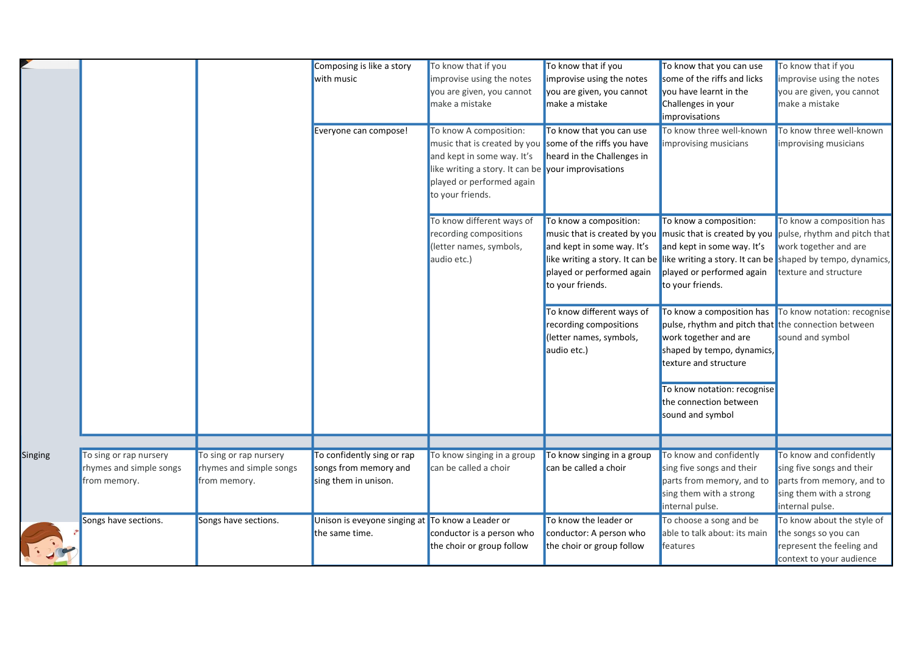| | | | | | | | |
|---|---|---|---|---|---|---|---|
| | | | Composing is like a story with music | To know that if you improvise using the notes you are given, you cannot make a mistake | To know that if you improvise using the notes you are given, you cannot make a mistake | To know that you can use some of the riffs and licks you have learnt in the Challenges in your improvisations | To know that if you improvise using the notes you are given, you cannot make a mistake |
| | | | Everyone can compose! | To know A composition: music that is created by you and kept in some way. It's like writing a story. It can be played or performed again to your friends. | To know that you can use some of the riffs you have heard in the Challenges in your improvisations | To know three well-known improvising musicians | To know three well-known improvising musicians |
| | | | | To know different ways of recording compositions (letter names, symbols, audio etc.) | To know a composition: music that is created by you and kept in some way. It's like writing a story. It can be played or performed again to your friends. | To know a composition: music that is created by you and kept in some way. It's like writing a story. It can be played or performed again to your friends. | To know a composition has pulse, rhythm and pitch that work together and are shaped by tempo, dynamics, texture and structure |
| | | | | | To know different ways of recording compositions (letter names, symbols, audio etc.) | To know a composition has pulse, rhythm and pitch that work together and are shaped by tempo, dynamics, texture and structure | To know notation: recognise the connection between sound and symbol |
| | | | | | | To know notation: recognise the connection between sound and symbol | |
| | | | | | | | |
| Singing | To sing or rap nursery rhymes and simple songs from memory. | To sing or rap nursery rhymes and simple songs from memory. | To confidently sing or rap songs from memory and sing them in unison. | To know singing in a group can be called a choir | To know singing in a group can be called a choir | To know and confidently sing five songs and their parts from memory, and to sing them with a strong internal pulse. | To know and confidently sing five songs and their parts from memory, and to sing them with a strong internal pulse. |
| | Songs have sections. | Songs have sections. | Unison is eveyone singing at the same time. | To know a Leader or conductor is a person who the choir or group follow | To know the leader or conductor: A person who the choir or group follow | To choose a song and be able to talk about: its main features | To know about the style of the songs so you can represent the feeling and context to your audience |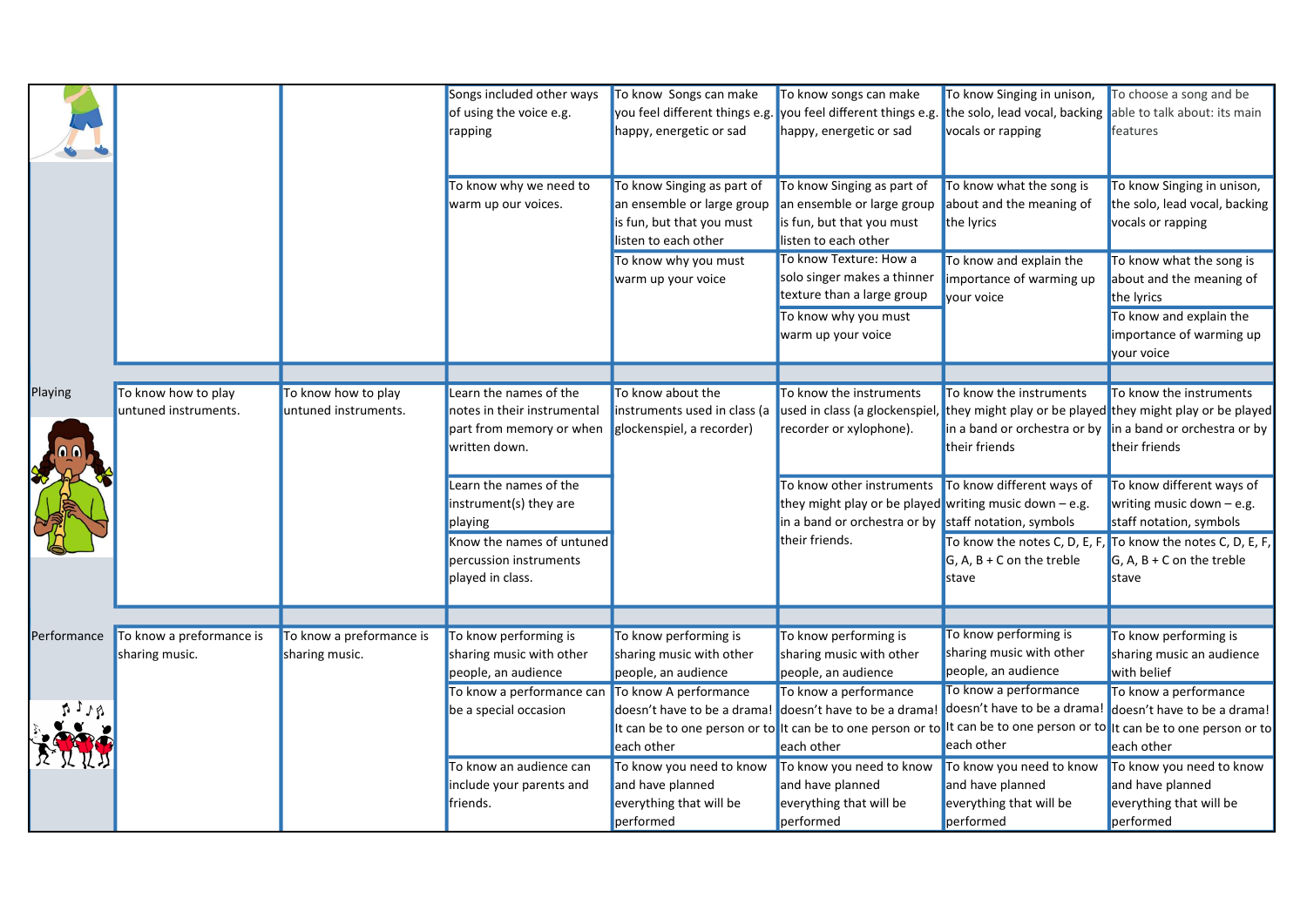| | | | | | | | |
|---|---|---|---|---|---|---|---|
| | | | Songs included other ways of using the voice e.g. rapping | To know Songs can make you feel different things e.g. happy, energetic or sad | To know songs can make you feel different things e.g. happy, energetic or sad | To know Singing in unison, the solo, lead vocal, backing vocals or rapping | To choose a song and be able to talk about: its main features |
| | | | To know why we need to warm up our voices. | To know Singing as part of an ensemble or large group is fun, but that you must listen to each other | To know Singing as part of an ensemble or large group is fun, but that you must listen to each other | To know what the song is about and the meaning of the lyrics | To know Singing in unison, the solo, lead vocal, backing vocals or rapping |
| | | | | To know why you must warm up your voice | To know Texture: How a solo singer makes a thinner texture than a large group | To know and explain the importance of warming up your voice | To know what the song is about and the meaning of the lyrics |
| | | | | | To know why you must warm up your voice | | To know and explain the importance of warming up your voice |
| Playing | To know how to play untuned instruments. | To know how to play untuned instruments. | Learn the names of the notes in their instrumental part from memory or when written down. | To know about the instruments used in class (a glockenspiel, a recorder) | To know the instruments used in class (a glockenspiel, recorder or xylophone). | To know the instruments they might play or be played in a band or orchestra or by their friends | To know the instruments they might play or be played in a band or orchestra or by their friends |
| | | | Learn the names of the instrument(s) they are playing | | To know other instruments they might play or be played in a band or orchestra or by their friends. | To know different ways of writing music down – e.g. staff notation, symbols | To know different ways of writing music down – e.g. staff notation, symbols |
| | | | Know the names of untuned percussion instruments played in class. | | | To know the notes C, D, E, F, G, A, B + C on the treble stave | To know the notes C, D, E, F, G, A, B + C on the treble stave |
| Performance | To know a preformance is sharing music. | To know a preformance is sharing music. | To know performing is sharing music with other people, an audience | To know performing is sharing music with other people, an audience | To know performing is sharing music with other people, an audience | To know performing is sharing music with other people, an audience | To know performing is sharing music an audience with belief |
| | | | To know a performance can be a special occasion | To know A performance doesn't have to be a drama! It can be to one person or to each other | To know a performance doesn't have to be a drama! It can be to one person or to each other | To know a performance doesn't have to be a drama! It can be to one person or to each other | To know a performance doesn't have to be a drama! It can be to one person or to each other |
| | | | To know an audience can include your parents and friends. | To know you need to know and have planned everything that will be performed | To know you need to know and have planned everything that will be performed | To know you need to know and have planned everything that will be performed | To know you need to know and have planned everything that will be performed |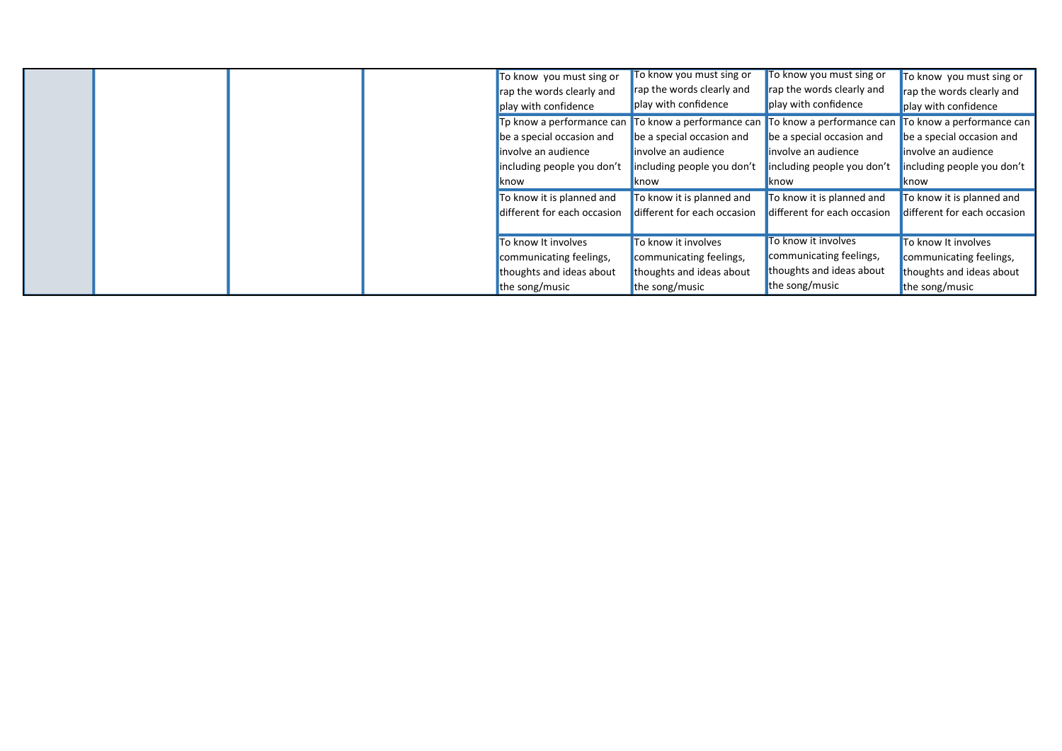| | | | | | | | |
|---|---|---|---|---|---|---|---|
| | | | | To know  you must sing or rap the words clearly and play with confidence | To know you must sing or rap the words clearly and play with confidence | To know you must sing or rap the words clearly and play with confidence | To know  you must sing or rap the words clearly and play with confidence |
| | | | | Tp know a performance can be a special occasion and involve an audience including people you don't know | To know a performance can be a special occasion and involve an audience including people you don't know | To know a performance can be a special occasion and involve an audience including people you don't know | To know a performance can be a special occasion and involve an audience including people you don't know |
| | | | | To know it is planned and different for each occasion | To know it is planned and different for each occasion | To know it is planned and different for each occasion | To know it is planned and different for each occasion |
| | | | | To know It involves communicating feelings, thoughts and ideas about the song/music | To know it involves communicating feelings, thoughts and ideas about the song/music | To know it involves communicating feelings, thoughts and ideas about the song/music | To know It involves communicating feelings, thoughts and ideas about the song/music |